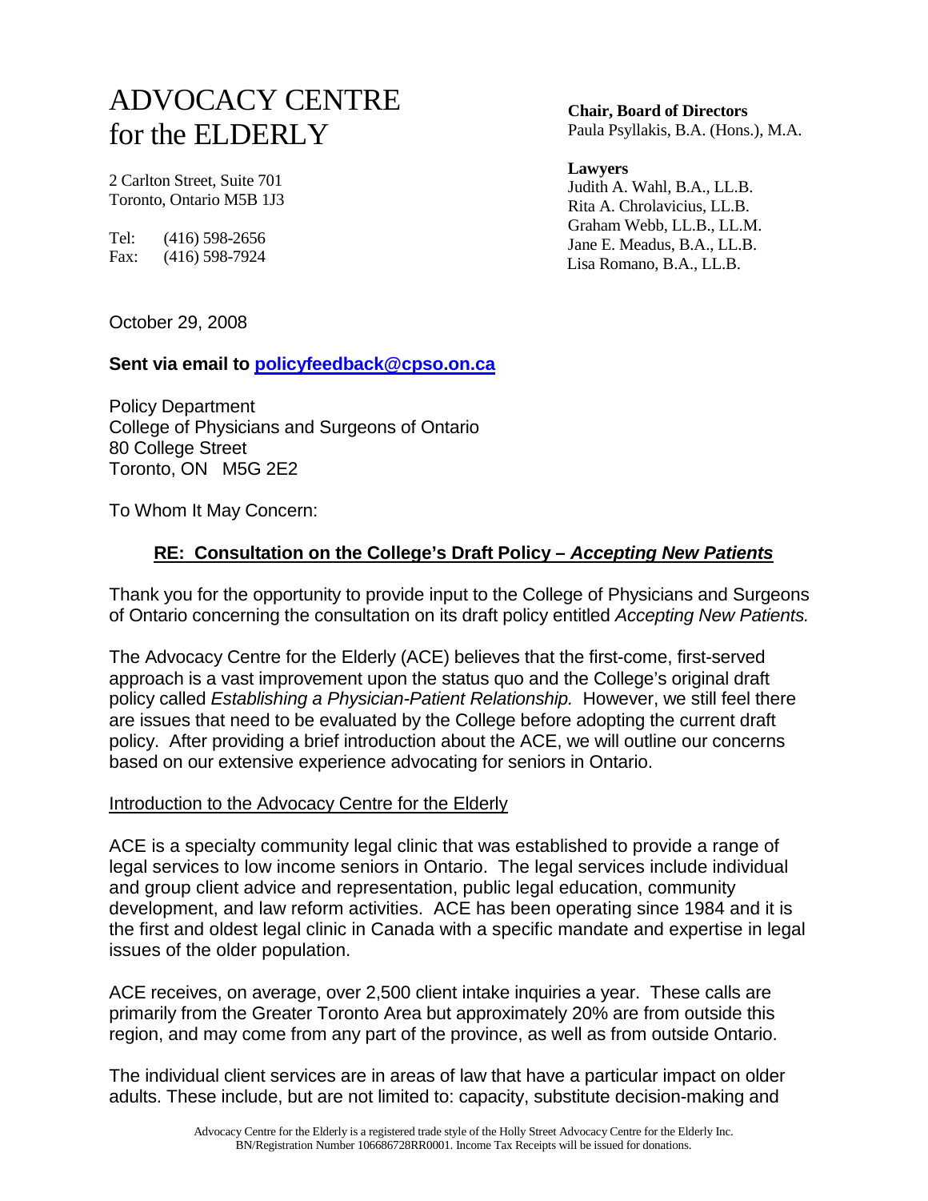# ADVOCACY CENTRE for the ELDERLY

2 Carlton Street, Suite 701
Toronto, Ontario M5B 1J3

Tel: (416) 598-2656
Fax: (416) 598-7924

**Chair, Board of Directors**
Paula Psyllakis, B.A. (Hons.), M.A.

**Lawyers**
Judith A. Wahl, B.A., LL.B.
Rita A. Chrolavicius, LL.B.
Graham Webb, LL.B., LL.M.
Jane E. Meadus, B.A., LL.B.
Lisa Romano, B.A., LL.B.

October 29, 2008

**Sent via email to policyfeedback@cpso.on.ca**

Policy Department
College of Physicians and Surgeons of Ontario
80 College Street
Toronto, ON M5G 2E2

To Whom It May Concern:

**RE: Consultation on the College's Draft Policy – *Accepting New Patients***

Thank you for the opportunity to provide input to the College of Physicians and Surgeons of Ontario concerning the consultation on its draft policy entitled *Accepting New Patients.*

The Advocacy Centre for the Elderly (ACE) believes that the first-come, first-served approach is a vast improvement upon the status quo and the College's original draft policy called *Establishing a Physician-Patient Relationship.* However, we still feel there are issues that need to be evaluated by the College before adopting the current draft policy. After providing a brief introduction about the ACE, we will outline our concerns based on our extensive experience advocating for seniors in Ontario.

## Introduction to the Advocacy Centre for the Elderly

ACE is a specialty community legal clinic that was established to provide a range of legal services to low income seniors in Ontario. The legal services include individual and group client advice and representation, public legal education, community development, and law reform activities. ACE has been operating since 1984 and it is the first and oldest legal clinic in Canada with a specific mandate and expertise in legal issues of the older population.

ACE receives, on average, over 2,500 client intake inquiries a year. These calls are primarily from the Greater Toronto Area but approximately 20% are from outside this region, and may come from any part of the province, as well as from outside Ontario.

The individual client services are in areas of law that have a particular impact on older adults. These include, but are not limited to: capacity, substitute decision-making and

Advocacy Centre for the Elderly is a registered trade style of the Holly Street Advocacy Centre for the Elderly Inc. BN/Registration Number 106686728RR0001. Income Tax Receipts will be issued for donations.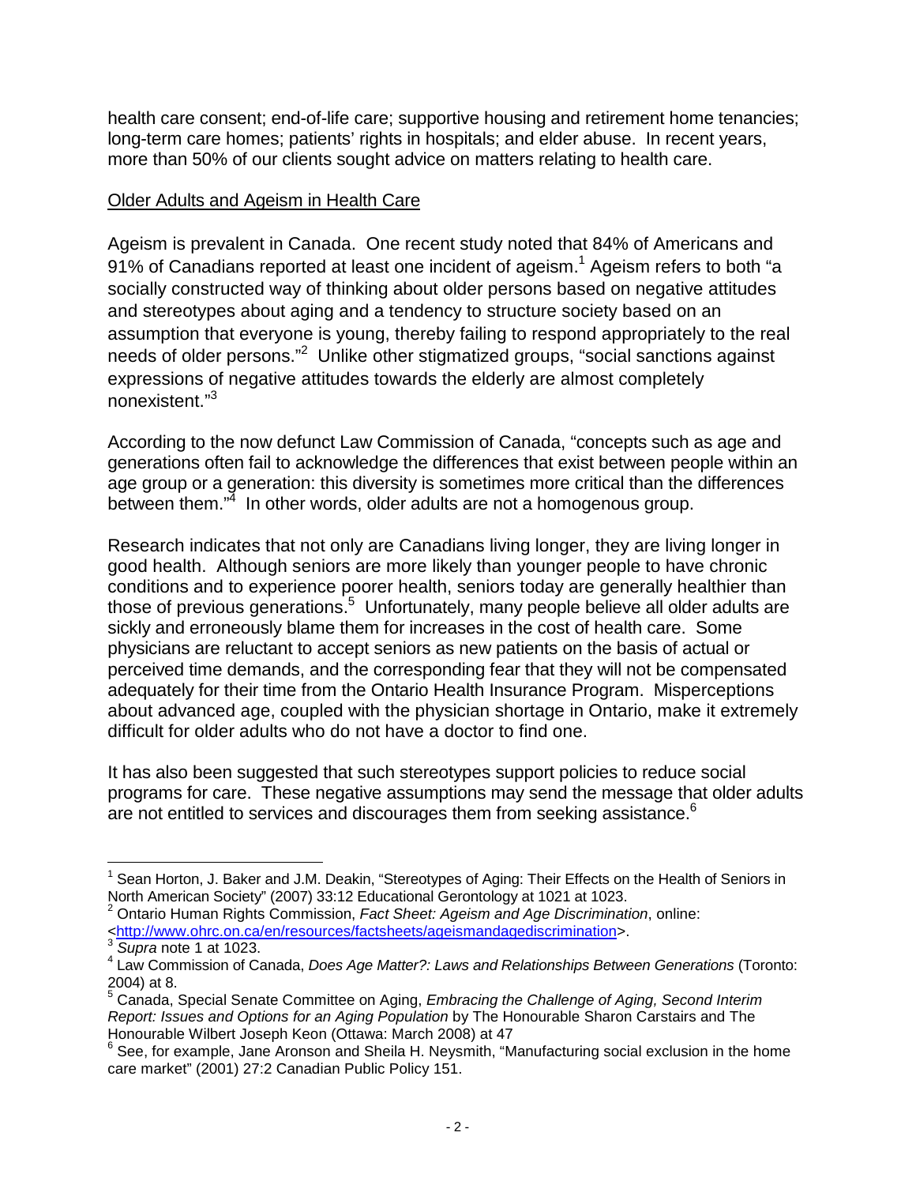health care consent; end-of-life care; supportive housing and retirement home tenancies; long-term care homes; patients' rights in hospitals; and elder abuse. In recent years, more than 50% of our clients sought advice on matters relating to health care.

<u>Older Adults and Ageism in Health Care</u>

Ageism is prevalent in Canada. One recent study noted that 84% of Americans and 91% of Canadians reported at least one incident of ageism.[1] Ageism refers to both "a socially constructed way of thinking about older persons based on negative attitudes and stereotypes about aging and a tendency to structure society based on an assumption that everyone is young, thereby failing to respond appropriately to the real needs of older persons."[2] Unlike other stigmatized groups, "social sanctions against expressions of negative attitudes towards the elderly are almost completely nonexistent."[3]

According to the now defunct Law Commission of Canada, "concepts such as age and generations often fail to acknowledge the differences that exist between people within an age group or a generation: this diversity is sometimes more critical than the differences between them."[4] In other words, older adults are not a homogenous group.

Research indicates that not only are Canadians living longer, they are living longer in good health. Although seniors are more likely than younger people to have chronic conditions and to experience poorer health, seniors today are generally healthier than those of previous generations.[5] Unfortunately, many people believe all older adults are sickly and erroneously blame them for increases in the cost of health care. Some physicians are reluctant to accept seniors as new patients on the basis of actual or perceived time demands, and the corresponding fear that they will not be compensated adequately for their time from the Ontario Health Insurance Program. Misperceptions about advanced age, coupled with the physician shortage in Ontario, make it extremely difficult for older adults who do not have a doctor to find one.

It has also been suggested that such stereotypes support policies to reduce social programs for care. These negative assumptions may send the message that older adults are not entitled to services and discourages them from seeking assistance.[6]

---

[1] Sean Horton, J. Baker and J.M. Deakin, "Stereotypes of Aging: Their Effects on the Health of Seniors in North American Society" (2007) 33:12 Educational Gerontology at 1021 at 1023.

[2] Ontario Human Rights Commission, *Fact Sheet: Ageism and Age Discrimination*, online: <http://www.ohrc.on.ca/en/resources/factsheets/ageismandagediscrimination>.

[3] *Supra* note 1 at 1023.

[4] Law Commission of Canada, *Does Age Matter?: Laws and Relationships Between Generations* (Toronto: 2004) at 8.

[5] Canada, Special Senate Committee on Aging, *Embracing the Challenge of Aging, Second Interim Report: Issues and Options for an Aging Population* by The Honourable Sharon Carstairs and The Honourable Wilbert Joseph Keon (Ottawa: March 2008) at 47

[6] See, for example, Jane Aronson and Sheila H. Neysmith, "Manufacturing social exclusion in the home care market" (2001) 27:2 Canadian Public Policy 151.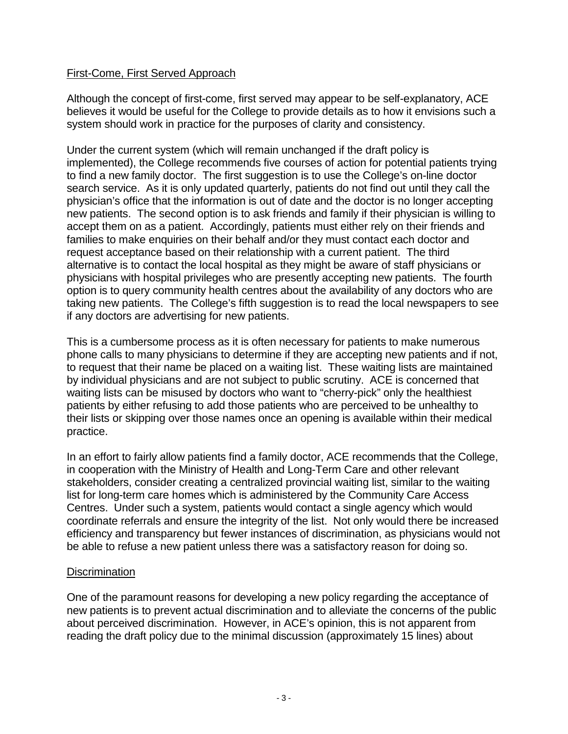First-Come, First Served Approach

Although the concept of first-come, first served may appear to be self-explanatory, ACE believes it would be useful for the College to provide details as to how it envisions such a system should work in practice for the purposes of clarity and consistency.

Under the current system (which will remain unchanged if the draft policy is implemented), the College recommends five courses of action for potential patients trying to find a new family doctor. The first suggestion is to use the College's on-line doctor search service. As it is only updated quarterly, patients do not find out until they call the physician's office that the information is out of date and the doctor is no longer accepting new patients. The second option is to ask friends and family if their physician is willing to accept them on as a patient. Accordingly, patients must either rely on their friends and families to make enquiries on their behalf and/or they must contact each doctor and request acceptance based on their relationship with a current patient. The third alternative is to contact the local hospital as they might be aware of staff physicians or physicians with hospital privileges who are presently accepting new patients. The fourth option is to query community health centres about the availability of any doctors who are taking new patients. The College's fifth suggestion is to read the local newspapers to see if any doctors are advertising for new patients.

This is a cumbersome process as it is often necessary for patients to make numerous phone calls to many physicians to determine if they are accepting new patients and if not, to request that their name be placed on a waiting list. These waiting lists are maintained by individual physicians and are not subject to public scrutiny. ACE is concerned that waiting lists can be misused by doctors who want to "cherry-pick" only the healthiest patients by either refusing to add those patients who are perceived to be unhealthy to their lists or skipping over those names once an opening is available within their medical practice.

In an effort to fairly allow patients find a family doctor, ACE recommends that the College, in cooperation with the Ministry of Health and Long-Term Care and other relevant stakeholders, consider creating a centralized provincial waiting list, similar to the waiting list for long-term care homes which is administered by the Community Care Access Centres. Under such a system, patients would contact a single agency which would coordinate referrals and ensure the integrity of the list. Not only would there be increased efficiency and transparency but fewer instances of discrimination, as physicians would not be able to refuse a new patient unless there was a satisfactory reason for doing so.

Discrimination

One of the paramount reasons for developing a new policy regarding the acceptance of new patients is to prevent actual discrimination and to alleviate the concerns of the public about perceived discrimination. However, in ACE's opinion, this is not apparent from reading the draft policy due to the minimal discussion (approximately 15 lines) about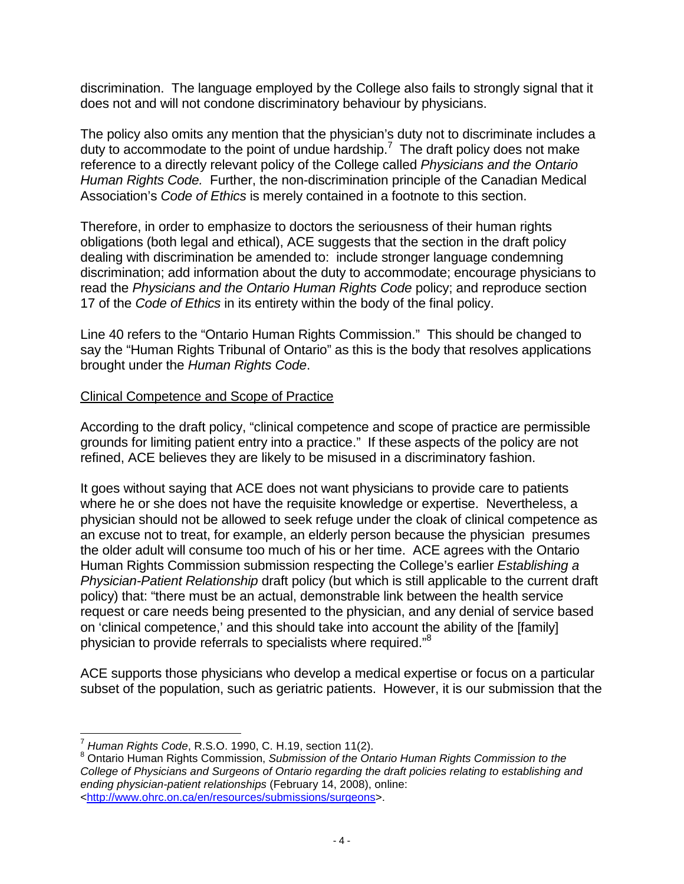discrimination. The language employed by the College also fails to strongly signal that it does not and will not condone discriminatory behaviour by physicians.

The policy also omits any mention that the physician's duty not to discriminate includes a duty to accommodate to the point of undue hardship.[7] The draft policy does not make reference to a directly relevant policy of the College called *Physicians and the Ontario Human Rights Code.* Further, the non-discrimination principle of the Canadian Medical Association's *Code of Ethics* is merely contained in a footnote to this section.

Therefore, in order to emphasize to doctors the seriousness of their human rights obligations (both legal and ethical), ACE suggests that the section in the draft policy dealing with discrimination be amended to: include stronger language condemning discrimination; add information about the duty to accommodate; encourage physicians to read the *Physicians and the Ontario Human Rights Code* policy; and reproduce section 17 of the *Code of Ethics* in its entirety within the body of the final policy.

Line 40 refers to the "Ontario Human Rights Commission." This should be changed to say the "Human Rights Tribunal of Ontario" as this is the body that resolves applications brought under the *Human Rights Code*.

<u>Clinical Competence and Scope of Practice</u>

According to the draft policy, "clinical competence and scope of practice are permissible grounds for limiting patient entry into a practice." If these aspects of the policy are not refined, ACE believes they are likely to be misused in a discriminatory fashion.

It goes without saying that ACE does not want physicians to provide care to patients where he or she does not have the requisite knowledge or expertise. Nevertheless, a physician should not be allowed to seek refuge under the cloak of clinical competence as an excuse not to treat, for example, an elderly person because the physician presumes the older adult will consume too much of his or her time. ACE agrees with the Ontario Human Rights Commission submission respecting the College's earlier *Establishing a Physician-Patient Relationship* draft policy (but which is still applicable to the current draft policy) that: "there must be an actual, demonstrable link between the health service request or care needs being presented to the physician, and any denial of service based on 'clinical competence,' and this should take into account the ability of the [family] physician to provide referrals to specialists where required."[8]

ACE supports those physicians who develop a medical expertise or focus on a particular subset of the population, such as geriatric patients. However, it is our submission that the

---

[7] *Human Rights Code*, R.S.O. 1990, C. H.19, section 11(2).

[8] Ontario Human Rights Commission, *Submission of the Ontario Human Rights Commission to the College of Physicians and Surgeons of Ontario regarding the draft policies relating to establishing and ending physician-patient relationships* (February 14, 2008), online: <http://www.ohrc.on.ca/en/resources/submissions/surgeons>.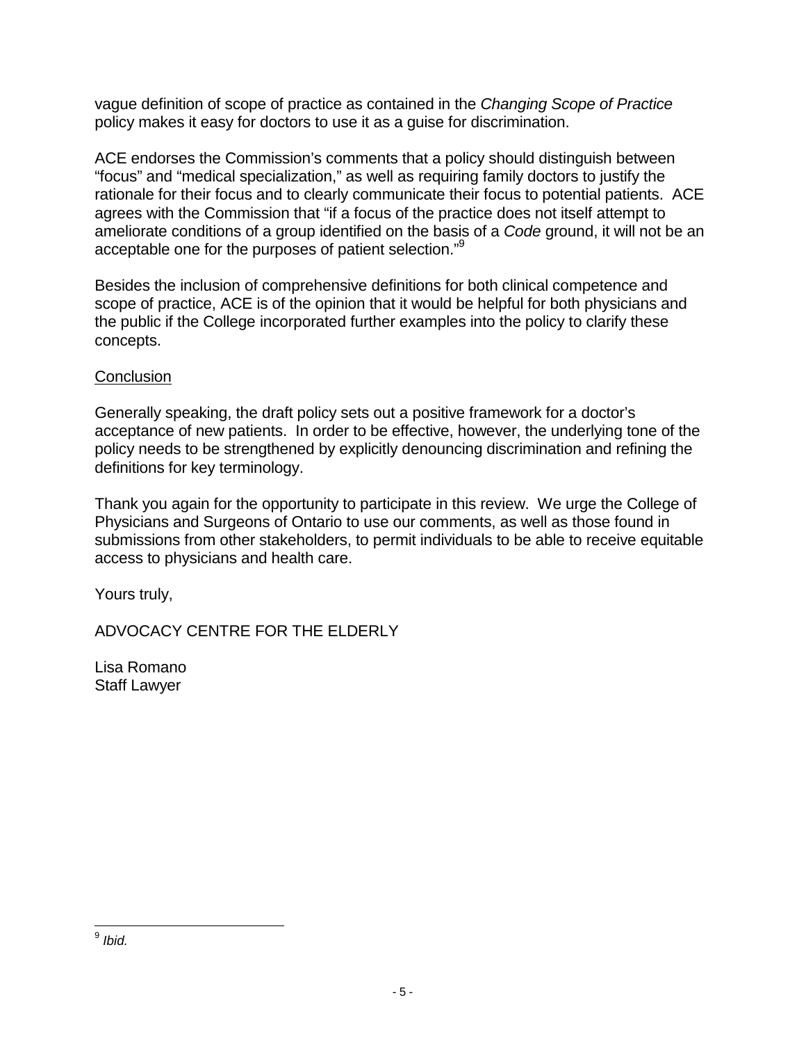vague definition of scope of practice as contained in the *Changing Scope of Practice* policy makes it easy for doctors to use it as a guise for discrimination.

ACE endorses the Commission's comments that a policy should distinguish between "focus" and "medical specialization," as well as requiring family doctors to justify the rationale for their focus and to clearly communicate their focus to potential patients. ACE agrees with the Commission that "if a focus of the practice does not itself attempt to ameliorate conditions of a group identified on the basis of a *Code* ground, it will not be an acceptable one for the purposes of patient selection."[9]

Besides the inclusion of comprehensive definitions for both clinical competence and scope of practice, ACE is of the opinion that it would be helpful for both physicians and the public if the College incorporated further examples into the policy to clarify these concepts.

## Conclusion

Generally speaking, the draft policy sets out a positive framework for a doctor's acceptance of new patients. In order to be effective, however, the underlying tone of the policy needs to be strengthened by explicitly denouncing discrimination and refining the definitions for key terminology.

Thank you again for the opportunity to participate in this review. We urge the College of Physicians and Surgeons of Ontario to use our comments, as well as those found in submissions from other stakeholders, to permit individuals to be able to receive equitable access to physicians and health care.

Yours truly,

ADVOCACY CENTRE FOR THE ELDERLY

Lisa Romano
Staff Lawyer

---

[9] *Ibid.*